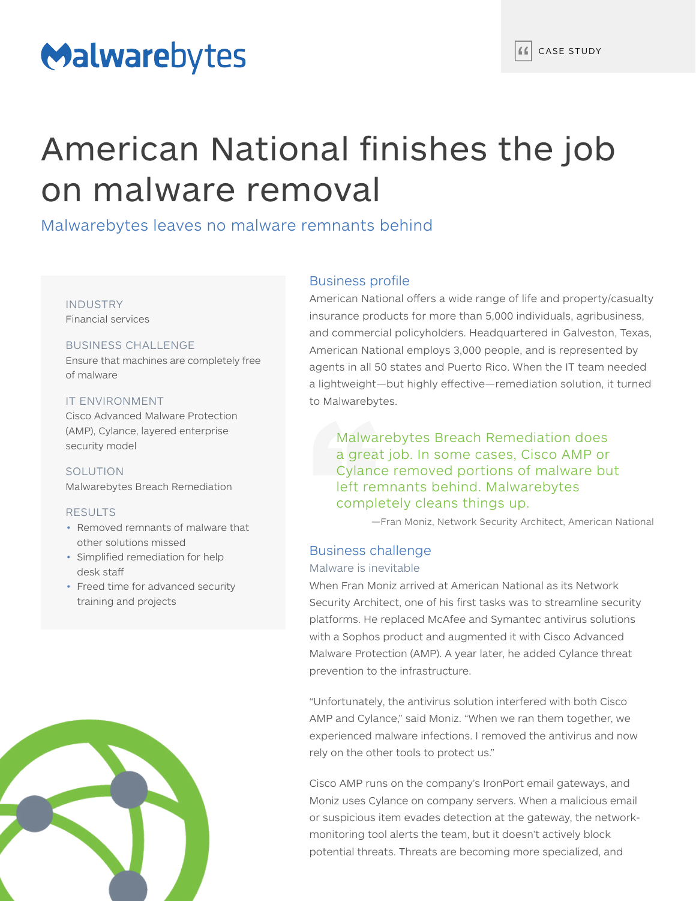Malwarebytes

CASE STUDY

# American National finishes the job on malware removal

## Malwarebytes leaves no malware remnants behind

INDUSTRY
Financial services

BUSINESS CHALLENGE
Ensure that machines are completely free of malware

IT ENVIRONMENT
Cisco Advanced Malware Protection (AMP), Cylance, layered enterprise security model

SOLUTION
Malwarebytes Breach Remediation

RESULTS
- Removed remnants of malware that other solutions missed
- Simplified remediation for help desk staff
- Freed time for advanced security training and projects

### Business profile

American National offers a wide range of life and property/casualty insurance products for more than 5,000 individuals, agribusiness, and commercial policyholders. Headquartered in Galveston, Texas, American National employs 3,000 people, and is represented by agents in all 50 states and Puerto Rico. When the IT team needed a lightweight—but highly effective—remediation solution, it turned to Malwarebytes.

> Malwarebytes Breach Remediation does a great job. In some cases, Cisco AMP or Cylance removed portions of malware but left remnants behind. Malwarebytes completely cleans things up.
>
> —Fran Moniz, Network Security Architect, American National

### Business challenge

#### Malware is inevitable

When Fran Moniz arrived at American National as its Network Security Architect, one of his first tasks was to streamline security platforms. He replaced McAfee and Symantec antivirus solutions with a Sophos product and augmented it with Cisco Advanced Malware Protection (AMP). A year later, he added Cylance threat prevention to the infrastructure.

"Unfortunately, the antivirus solution interfered with both Cisco AMP and Cylance," said Moniz. "When we ran them together, we experienced malware infections. I removed the antivirus and now rely on the other tools to protect us."

Cisco AMP runs on the company's IronPort email gateways, and Moniz uses Cylance on company servers. When a malicious email or suspicious item evades detection at the gateway, the network-monitoring tool alerts the team, but it doesn't actively block potential threats. Threats are becoming more specialized, and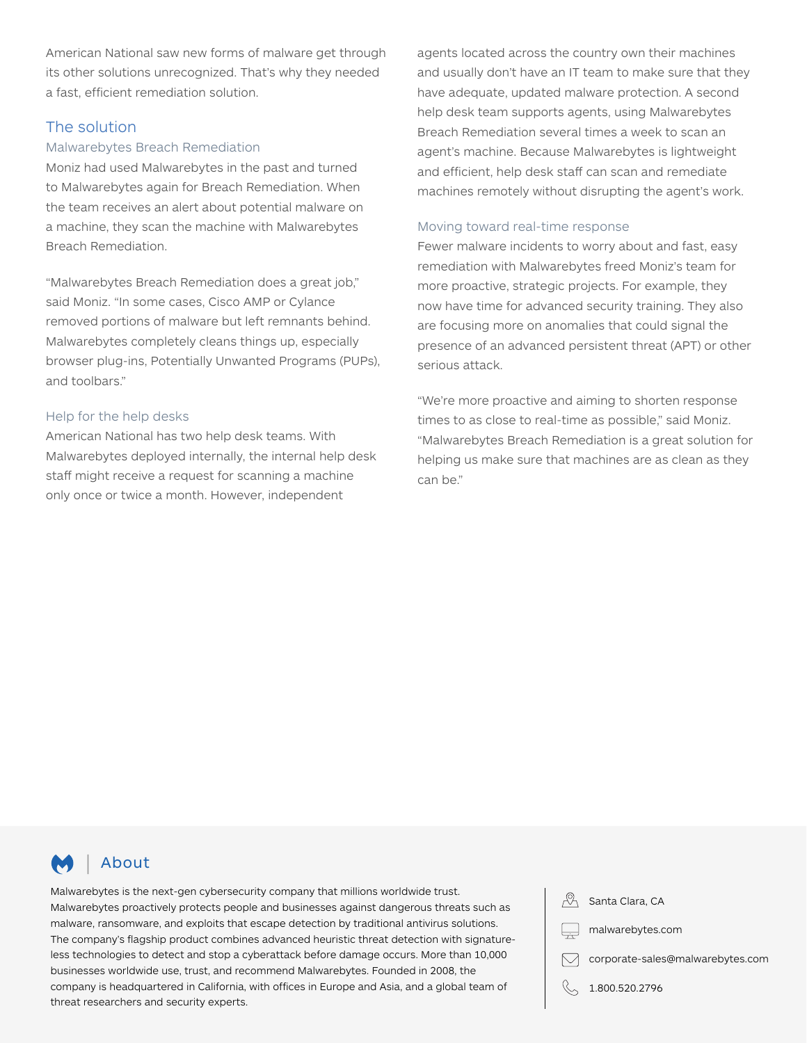American National saw new forms of malware get through its other solutions unrecognized. That's why they needed a fast, efficient remediation solution.

## The solution

### Malwarebytes Breach Remediation

Moniz had used Malwarebytes in the past and turned to Malwarebytes again for Breach Remediation. When the team receives an alert about potential malware on a machine, they scan the machine with Malwarebytes Breach Remediation.

"Malwarebytes Breach Remediation does a great job," said Moniz. "In some cases, Cisco AMP or Cylance removed portions of malware but left remnants behind. Malwarebytes completely cleans things up, especially browser plug-ins, Potentially Unwanted Programs (PUPs), and toolbars."

### Help for the help desks

American National has two help desk teams. With Malwarebytes deployed internally, the internal help desk staff might receive a request for scanning a machine only once or twice a month. However, independent agents located across the country own their machines and usually don't have an IT team to make sure that they have adequate, updated malware protection. A second help desk team supports agents, using Malwarebytes Breach Remediation several times a week to scan an agent's machine. Because Malwarebytes is lightweight and efficient, help desk staff can scan and remediate machines remotely without disrupting the agent's work.

### Moving toward real-time response

Fewer malware incidents to worry about and fast, easy remediation with Malwarebytes freed Moniz's team for more proactive, strategic projects. For example, they now have time for advanced security training. They also are focusing more on anomalies that could signal the presence of an advanced persistent threat (APT) or other serious attack.

"We're more proactive and aiming to shorten response times to as close to real-time as possible," said Moniz. "Malwarebytes Breach Remediation is a great solution for helping us make sure that machines are as clean as they can be."

## About

Malwarebytes is the next-gen cybersecurity company that millions worldwide trust. Malwarebytes proactively protects people and businesses against dangerous threats such as malware, ransomware, and exploits that escape detection by traditional antivirus solutions. The company's flagship product combines advanced heuristic threat detection with signature-less technologies to detect and stop a cyberattack before damage occurs. More than 10,000 businesses worldwide use, trust, and recommend Malwarebytes. Founded in 2008, the company is headquartered in California, with offices in Europe and Asia, and a global team of threat researchers and security experts.

Santa Clara, CA

malwarebytes.com

corporate-sales@malwarebytes.com

1.800.520.2796